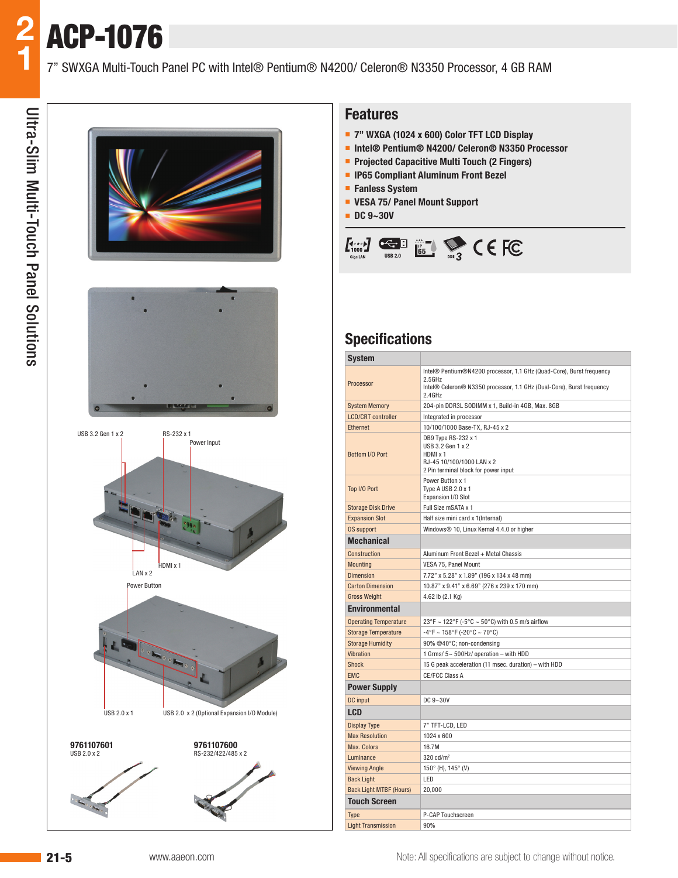# ACP-1076

7" SWXGA Multi-Touch Panel PC with Intel® Pentium® N4200/ Celeron® N3350 Processor, 4 GB RAM

Ultra-Slim Multi-Touch Panel Solutions

USB 3.2 Gen 1 x 2

RS-232 x 1

Power Input

HDMI x 1

LAN x 2

Power Button

USB 2.0 x 1

USB 2.0 x 2 (Optional Expansion I/O Module)

**9761107601**
USB 2.0 x 2

**9761107600**
RS-232/422/485 x 2

## Features

- **7" WXGA (1024 x 600) Color TFT LCD Display**
- **Intel® Pentium® N4200/ Celeron® N3350 Processor**
- **Projected Capacitive Multi Touch (2 Fingers)**
- **IP65 Compliant Aluminum Front Bezel**
- **Fanless System**
- **VESA 75/ Panel Mount Support**
- **DC 9~30V**

## Specifications

| **System** | |
|---|---|
| Processor | Intel® Pentium®N4200 processor, 1.1 GHz (Quad-Core), Burst frequency 2.5GHz<br>Intel® Celeron® N3350 processor, 1.1 GHz (Dual-Core), Burst frequency 2.4GHz |
| System Memory | 204-pin DDR3L SODIMM x 1, Build-in 4GB, Max. 8GB |
| LCD/CRT controller | Integrated in processor |
| Ethernet | 10/100/1000 Base-TX, RJ-45 x 2 |
| Bottom I/O Port | DB9 Type RS-232 x 1<br>USB 3.2 Gen 1 x 2<br>HDMI x 1<br>RJ-45 10/100/1000 LAN x 2<br>2 Pin terminal block for power input |
| Top I/O Port | Power Button x 1<br>Type A USB 2.0 x 1<br>Expansion I/O Slot |
| Storage Disk Drive | Full Size mSATA x 1 |
| Expansion Slot | Half size mini card x 1(Internal) |
| OS support | Windows® 10, Linux Kernal 4.4.0 or higher |
| **Mechanical** | |
| Construction | Aluminum Front Bezel + Metal Chassis |
| Mounting | VESA 75, Panel Mount |
| Dimension | 7.72" x 5.28" x 1.89" (196 x 134 x 48 mm) |
| Carton Dimension | 10.87" x 9.41" x 6.69" (276 x 239 x 170 mm) |
| Gross Weight | 4.62 lb (2.1 Kg) |
| **Environmental** | |
| Operating Temperature | 23°F ~ 122°F (-5°C ~ 50°C) with 0.5 m/s airflow |
| Storage Temperature | -4°F ~ 158°F (-20°C ~ 70°C) |
| Storage Humidity | 90% @40°C; non-condensing |
| Vibration | 1 Grms/ 5~ 500Hz/ operation – with HDD |
| Shock | 15 G peak acceleration (11 msec. duration) – with HDD |
| EMC | CE/FCC Class A |
| **Power Supply** | |
| DC input | DC 9~30V |
| **LCD** | |
| Display Type | 7" TFT-LCD, LED |
| Max Resolution | 1024 x 600 |
| Max. Colors | 16.7M |
| Luminance | 320 cd/m² |
| Viewing Angle | 150° (H), 145° (V) |
| Back Light | LED |
| Back Light MTBF (Hours) | 20,000 |
| **Touch Screen** | |
| Type | P-CAP Touchscreen |
| Light Transmission | 90% |

www.aaeon.com

Note: All specifications are subject to change without notice.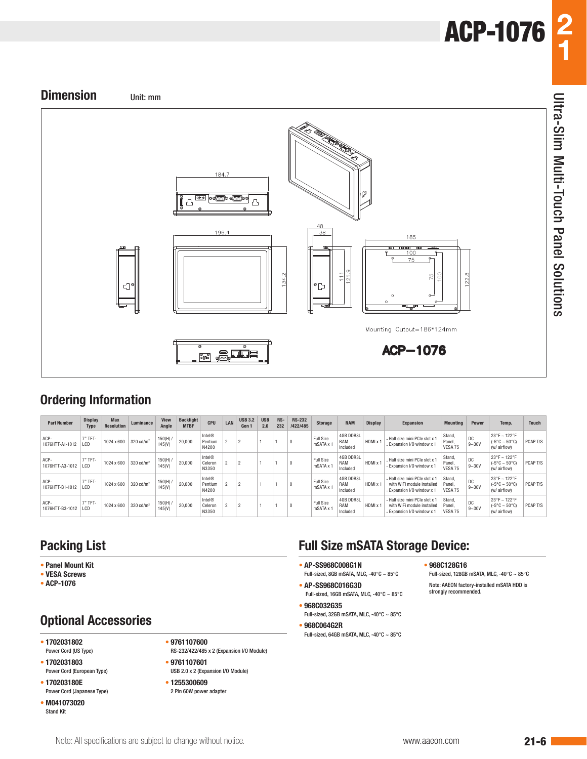# ACP-1076

## Dimension

Unit: mm

184.7

196.4

134.2

48

38

111

121.9

185

100

75

75

100

122.8

Mounting Cutout=186*124mm

ACP-1076

## Ordering Information

| Part Number | Display Type | Max Resolution | Luminance | View Angle | Backlight MTBF | CPU | LAN | USB 3.2 Gen 1 | USB 2.0 | RS-232 | RS-232 /422/485 | Storage | RAM | Display | Expansion | Mounting | Power | Temp. | Touch |
|---|---|---|---|---|---|---|---|---|---|---|---|---|---|---|---|---|---|---|---|
| ACP-1076HTT-A1-1012 | 7" TFT-LCD | 1024 x 600 | 320 cd/m² | 150(H) / 145(V) | 20,000 | Intel® Pentium N4200 | 2 | 2 | 1 | 1 | 0 | Full Size mSATA x 1 | 4GB DDR3L RAM Included | HDMI x 1 | - Half size mini PCIe slot x 1 - Expansion I/O window x 1 | Stand, Panel, VESA 75 | DC 9~30V | 23°F ~ 122°F (-5°C ~ 50°C) (w/ airflow) | PCAP T/S |
| ACP-1076HTT-A3-1012 | 7" TFT-LCD | 1024 x 600 | 320 cd/m² | 150(H) / 145(V) | 20,000 | Intel® Celeron N3350 | 2 | 2 | 1 | 1 | 0 | Full Size mSATA x 1 | 4GB DDR3L RAM Included | HDMI x 1 | - Half size mini PCIe slot x 1 - Expansion I/O window x 1 | Stand, Panel, VESA 75 | DC 9~30V | 23°F ~ 122°F (-5°C ~ 50°C) (w/ airflow) | PCAP T/S |
| ACP-1076HTT-B1-1012 | 7" TFT-LCD | 1024 x 600 | 320 cd/m² | 150(H) / 145(V) | 20,000 | Intel® Pentium N4200 | 2 | 2 | 1 | 1 | 0 | Full Size mSATA x 1 | 4GB DDR3L RAM Included | HDMI x 1 | - Half size mini PCIe slot x 1 with WiFi module installed - Expansion I/O window x 1 | Stand, Panel, VESA 75 | DC 9~30V | 23°F ~ 122°F (-5°C ~ 50°C) (w/ airflow) | PCAP T/S |
| ACP-1076HTT-B3-1012 | 7" TFT-LCD | 1024 x 600 | 320 cd/m² | 150(H) / 145(V) | 20,000 | Intel® Celeron N3350 | 2 | 2 | 1 | 1 | 0 | Full Size mSATA x 1 | 4GB DDR3L RAM Included | HDMI x 1 | - Half size mini PCIe slot x 1 with WiFi module installed - Expansion I/O window x 1 | Stand, Panel, VESA 75 | DC 9~30V | 23°F ~ 122°F (-5°C ~ 50°C) (w/ airflow) | PCAP T/S |

## Packing List

- **Panel Mount Kit**
- **VESA Screws**
- **ACP-1076**

## Optional Accessories

- **1702031802**
  Power Cord (US Type)
- **1702031803**
  Power Cord (European Type)
- **170203180E**
  Power Cord (Japanese Type)
- **M041073020**
  Stand Kit
- **9761107600**
  RS-232/422/485 x 2 (Expansion I/O Module)
- **9761107601**
  USB 2.0 x 2 (Expansion I/O Module)
- **1255300609**
  2 Pin 60W power adapter

## Full Size mSATA Storage Device:

- **AP-SS968C008G1N**
  Full-sized, 8GB mSATA, MLC, -40°C ~ 85°C
- **AP-SS968C016G3D**
  Full-sized, 16GB mSATA, MLC, -40°C ~ 85°C
- **968C032G35**
  Full-sized, 32GB mSATA, MLC, -40°C ~ 85°C
- **968C064G2R**
  Full-sized, 64GB mSATA, MLC, -40°C ~ 85°C
- **968C128G16**
  Full-sized, 128GB mSATA, MLC, -40°C ~ 85°C

Note: AAEON factory-installed mSATA HDD is strongly recommended.

Note: All specifications are subject to change without notice.

www.aaeon.com